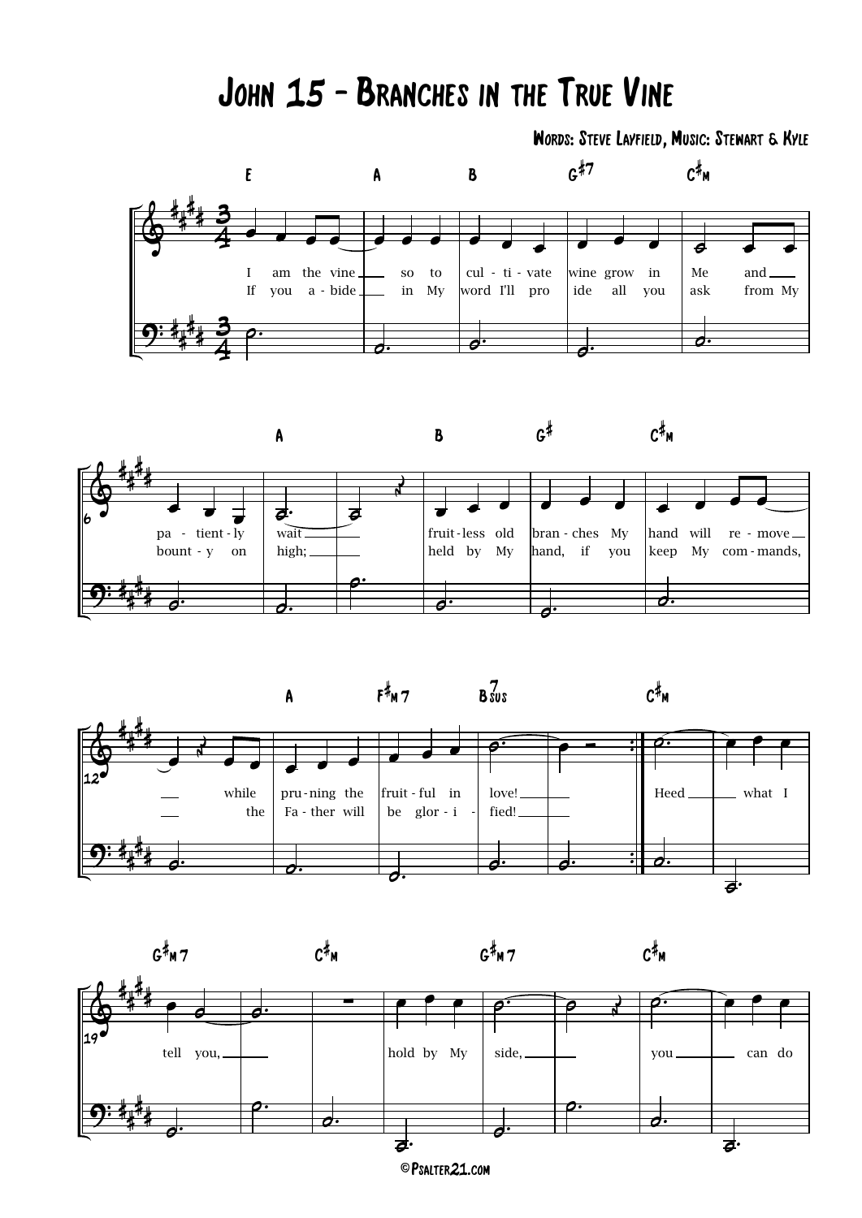# John 15 - Branches in the True Vine

Words: Steve Layfield, Music: Stewart & Kyle

I am the vine so to cultivate wine grow in Me and patiently wait fruitless old branches My hand will remove while pruning the fruitful in love!

If you abide in My word I'll provide all you ask from My bounty on high; held by My hand, if you keep My commands, the Father will be glorified!

Heed what I tell you, hold by My side, you can do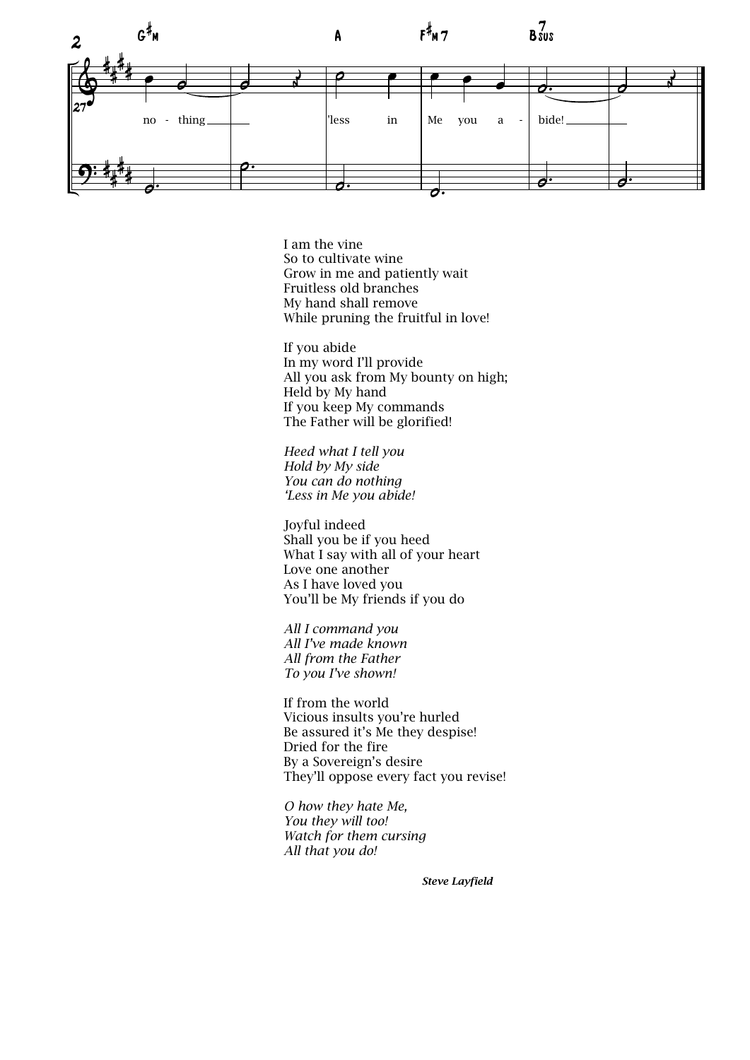G#m A F#m7 B7sus

no - thing 'less in Me you a - bide!

I am the vine
So to cultivate wine
Grow in me and patiently wait
Fruitless old branches
My hand shall remove
While pruning the fruitful in love!

If you abide
In my word I'll provide
All you ask from My bounty on high;
Held by My hand
If you keep My commands
The Father will be glorified!

*Heed what I tell you*
*Hold by My side*
*You can do nothing*
*'Less in Me you abide!*

Joyful indeed
Shall you be if you heed
What I say with all of your heart
Love one another
As I have loved you
You'll be My friends if you do

*All I command you*
*All I've made known*
*All from the Father*
*To you I've shown!*

If from the world
Vicious insults you're hurled
Be assured it's Me they despise!
Dried for the fire
By a Sovereign's desire
They'll oppose every fact you revise!

*O how they hate Me,*
*You they will too!*
*Watch for them cursing*
*All that you do!*

***Steve Layfield***